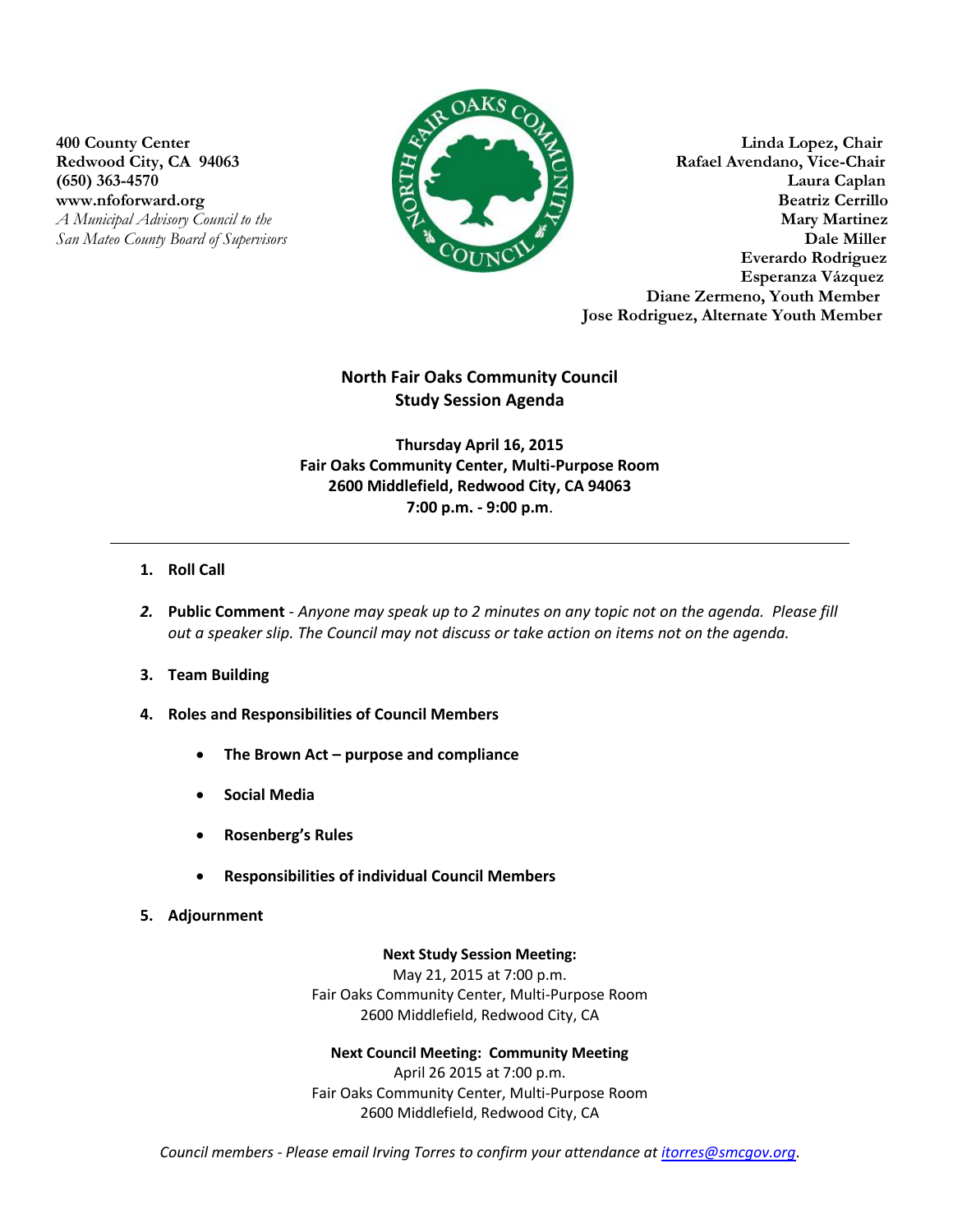**400 County Center**
**Redwood City, CA 94063**
**(650) 363-4570**
**www.nfoforward.org**
*A Municipal Advisory Council to the San Mateo County Board of Supervisors*

**Linda Lopez, Chair**
**Rafael Avendano, Vice-Chair**
**Laura Caplan**
**Beatriz Cerrillo**
**Mary Martinez**
**Dale Miller**
**Everardo Rodriguez**
**Esperanza Vázquez**
**Diane Zermeno, Youth Member**
**Jose Rodriguez, Alternate Youth Member**

# North Fair Oaks Community Council
## Study Session Agenda

**Thursday April 16, 2015**
**Fair Oaks Community Center, Multi-Purpose Room**
**2600 Middlefield, Redwood City, CA 94063**
**7:00 p.m. - 9:00 p.m**.

---

1. **Roll Call**

2. **Public Comment** - *Anyone may speak up to 2 minutes on any topic not on the agenda. Please fill out a speaker slip. The Council may not discuss or take action on items not on the agenda.*

3. **Team Building**

4. **Roles and Responsibilities of Council Members**
   - **The Brown Act – purpose and compliance**
   - **Social Media**
   - **Rosenberg's Rules**
   - **Responsibilities of individual Council Members**

5. **Adjournment**

**Next Study Session Meeting:**
May 21, 2015 at 7:00 p.m.
Fair Oaks Community Center, Multi-Purpose Room
2600 Middlefield, Redwood City, CA

**Next Council Meeting: Community Meeting**
April 26 2015 at 7:00 p.m.
Fair Oaks Community Center, Multi-Purpose Room
2600 Middlefield, Redwood City, CA

*Council members - Please email Irving Torres to confirm your attendance at itorres@smcgov.org.*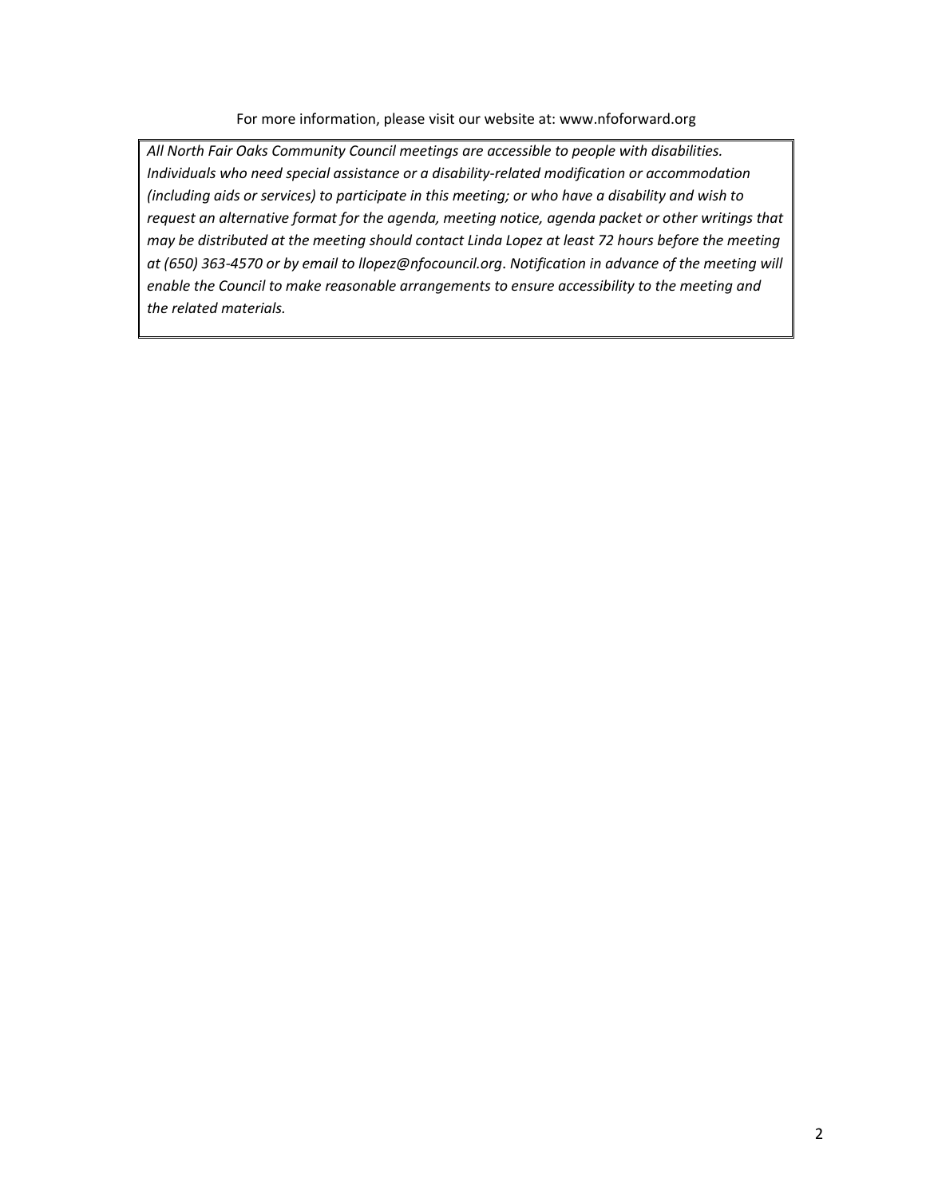For more information, please visit our website at: www.nfoforward.org

*All North Fair Oaks Community Council meetings are accessible to people with disabilities. Individuals who need special assistance or a disability-related modification or accommodation (including aids or services) to participate in this meeting; or who have a disability and wish to request an alternative format for the agenda, meeting notice, agenda packet or other writings that may be distributed at the meeting should contact Linda Lopez at least 72 hours before the meeting at (650) 363-4570 or by email to llopez@nfocouncil.org. Notification in advance of the meeting will enable the Council to make reasonable arrangements to ensure accessibility to the meeting and the related materials.*